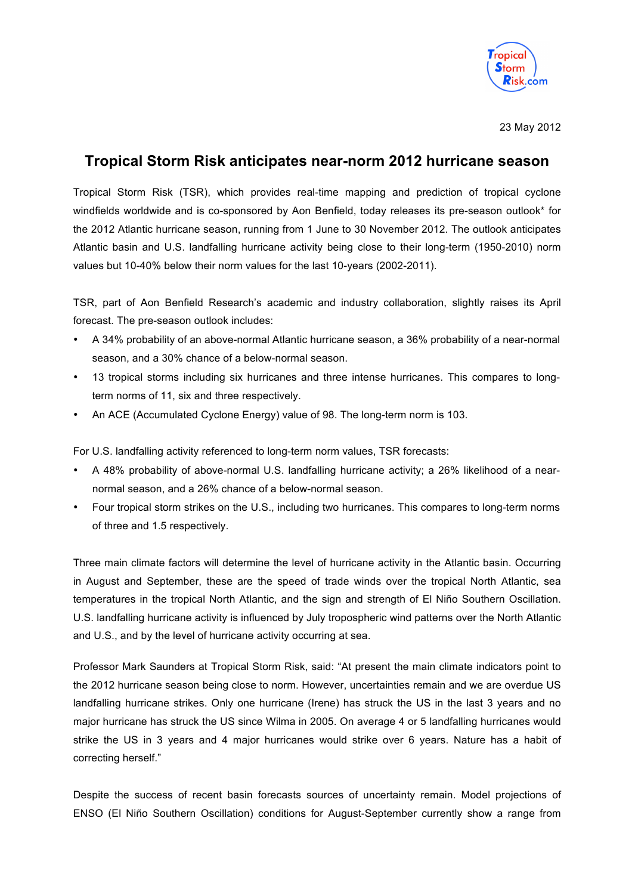23 May 2012

# Tropical Storm Risk anticipates near-norm 2012 hurricane season

Tropical Storm Risk (TSR), which provides real-time mapping and prediction of tropical cyclone windfields worldwide and is co-sponsored by Aon Benfield, today releases its pre-season outlook* for the 2012 Atlantic hurricane season, running from 1 June to 30 November 2012. The outlook anticipates Atlantic basin and U.S. landfalling hurricane activity being close to their long-term (1950-2010) norm values but 10-40% below their norm values for the last 10-years (2002-2011).

TSR, part of Aon Benfield Research's academic and industry collaboration, slightly raises its April forecast. The pre-season outlook includes:

- A 34% probability of an above-normal Atlantic hurricane season, a 36% probability of a near-normal season, and a 30% chance of a below-normal season.
- 13 tropical storms including six hurricanes and three intense hurricanes. This compares to long-term norms of 11, six and three respectively.
- An ACE (Accumulated Cyclone Energy) value of 98. The long-term norm is 103.

For U.S. landfalling activity referenced to long-term norm values, TSR forecasts:

- A 48% probability of above-normal U.S. landfalling hurricane activity; a 26% likelihood of a near-normal season, and a 26% chance of a below-normal season.
- Four tropical storm strikes on the U.S., including two hurricanes. This compares to long-term norms of three and 1.5 respectively.

Three main climate factors will determine the level of hurricane activity in the Atlantic basin. Occurring in August and September, these are the speed of trade winds over the tropical North Atlantic, sea temperatures in the tropical North Atlantic, and the sign and strength of El Niño Southern Oscillation. U.S. landfalling hurricane activity is influenced by July tropospheric wind patterns over the North Atlantic and U.S., and by the level of hurricane activity occurring at sea.

Professor Mark Saunders at Tropical Storm Risk, said: "At present the main climate indicators point to the 2012 hurricane season being close to norm. However, uncertainties remain and we are overdue US landfalling hurricane strikes. Only one hurricane (Irene) has struck the US in the last 3 years and no major hurricane has struck the US since Wilma in 2005. On average 4 or 5 landfalling hurricanes would strike the US in 3 years and 4 major hurricanes would strike over 6 years. Nature has a habit of correcting herself."

Despite the success of recent basin forecasts sources of uncertainty remain. Model projections of ENSO (El Niño Southern Oscillation) conditions for August-September currently show a range from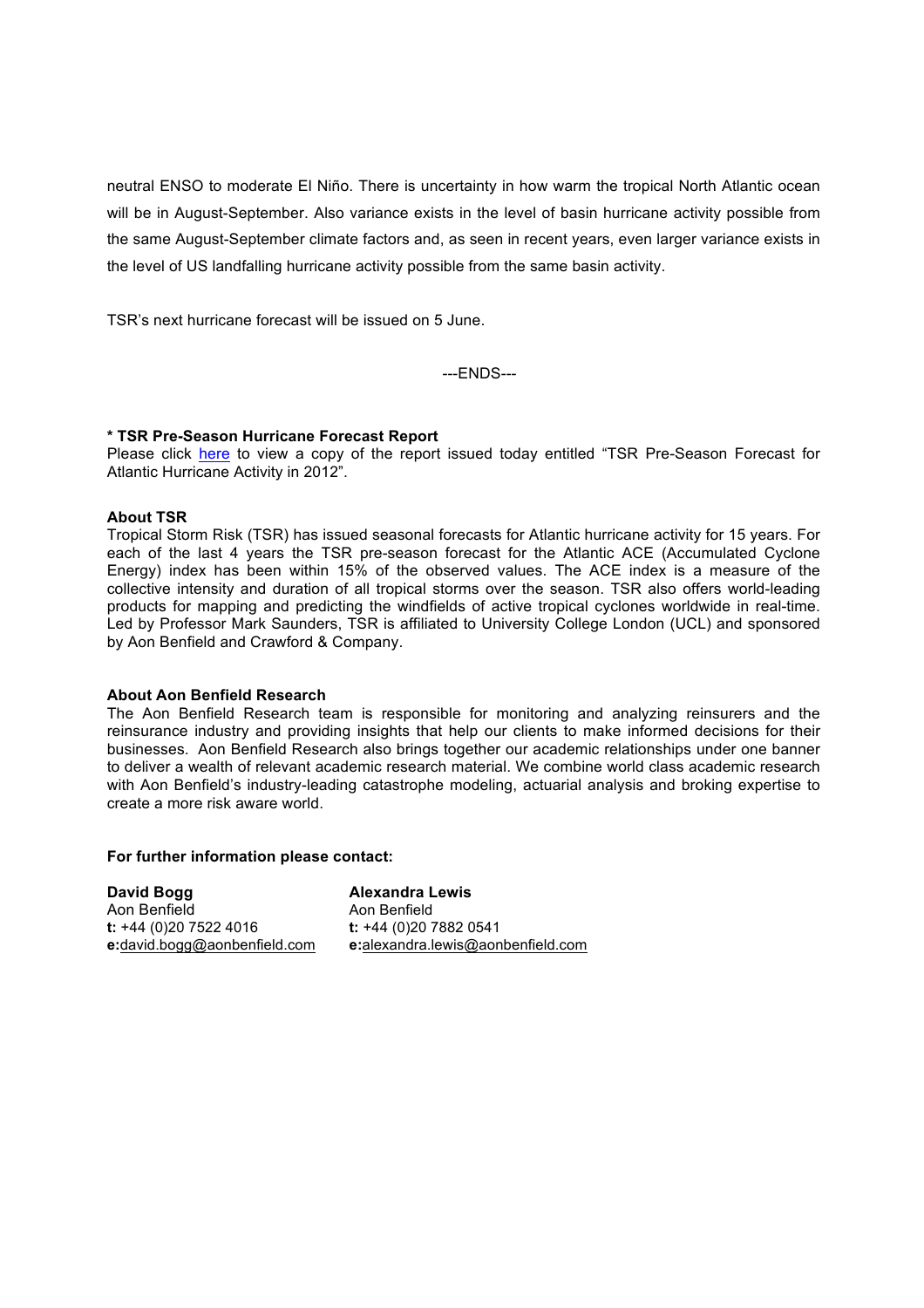neutral ENSO to moderate El Niño. There is uncertainty in how warm the tropical North Atlantic ocean will be in August-September. Also variance exists in the level of basin hurricane activity possible from the same August-September climate factors and, as seen in recent years, even larger variance exists in the level of US landfalling hurricane activity possible from the same basin activity.

TSR's next hurricane forecast will be issued on 5 June.

---ENDS---

**\* TSR Pre-Season Hurricane Forecast Report**
Please click here to view a copy of the report issued today entitled "TSR Pre-Season Forecast for Atlantic Hurricane Activity in 2012".

**About TSR**
Tropical Storm Risk (TSR) has issued seasonal forecasts for Atlantic hurricane activity for 15 years. For each of the last 4 years the TSR pre-season forecast for the Atlantic ACE (Accumulated Cyclone Energy) index has been within 15% of the observed values. The ACE index is a measure of the collective intensity and duration of all tropical storms over the season. TSR also offers world-leading products for mapping and predicting the windfields of active tropical cyclones worldwide in real-time. Led by Professor Mark Saunders, TSR is affiliated to University College London (UCL) and sponsored by Aon Benfield and Crawford & Company.

**About Aon Benfield Research**
The Aon Benfield Research team is responsible for monitoring and analyzing reinsurers and the reinsurance industry and providing insights that help our clients to make informed decisions for their businesses. Aon Benfield Research also brings together our academic relationships under one banner to deliver a wealth of relevant academic research material. We combine world class academic research with Aon Benfield's industry-leading catastrophe modeling, actuarial analysis and broking expertise to create a more risk aware world.

**For further information please contact:**

**David Bogg**
Aon Benfield
**t:** +44 (0)20 7522 4016
**e:**david.bogg@aonbenfield.com

**Alexandra Lewis**
Aon Benfield
**t:** +44 (0)20 7882 0541
**e:**alexandra.lewis@aonbenfield.com